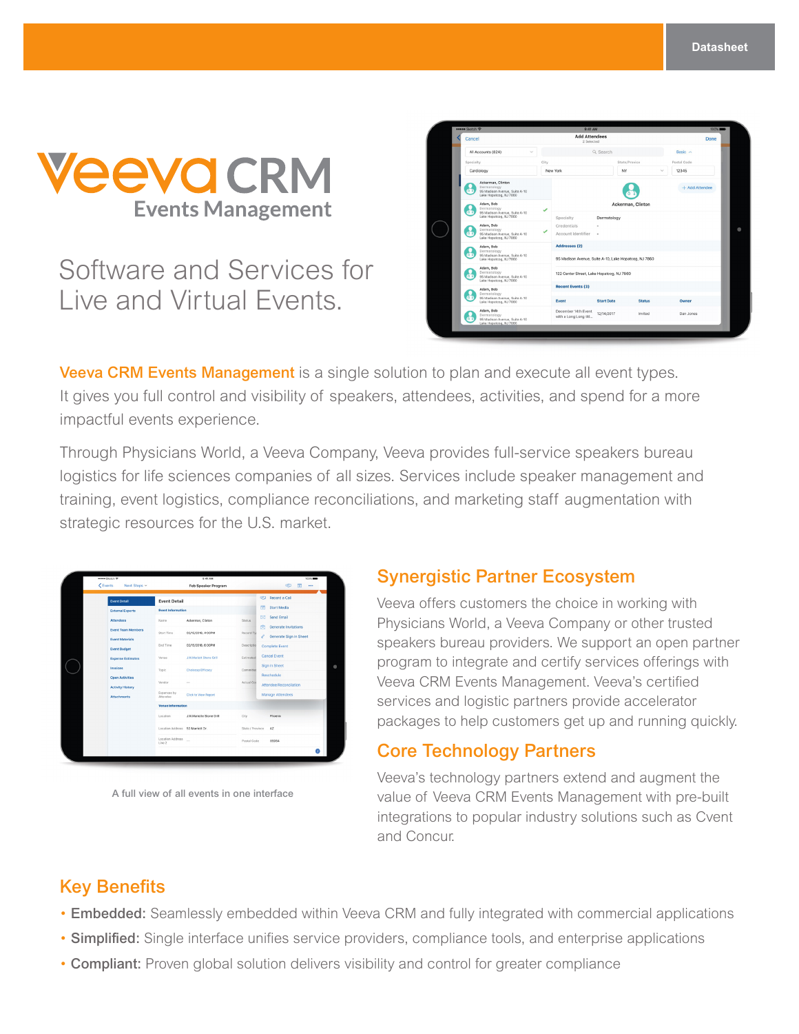Datasheet

# Veeva CRM Events Management

## Software and Services for Live and Virtual Events.

**Veeva CRM Events Management** is a single solution to plan and execute all event types. It gives you full control and visibility of speakers, attendees, activities, and spend for a more impactful events experience.

Through Physicians World, a Veeva Company, Veeva provides full-service speakers bureau logistics for life sciences companies of all sizes. Services include speaker management and training, event logistics, compliance reconciliations, and marketing staff augmentation with strategic resources for the U.S. market.

A full view of all events in one interface

## Synergistic Partner Ecosystem

Veeva offers customers the choice in working with Physicians World, a Veeva Company or other trusted speakers bureau providers. We support an open partner program to integrate and certify services offerings with Veeva CRM Events Management. Veeva's certified services and logistic partners provide accelerator packages to help customers get up and running quickly.

## Core Technology Partners

Veeva's technology partners extend and augment the value of Veeva CRM Events Management with pre-built integrations to popular industry solutions such as Cvent and Concur.

## Key Benefits

- **Embedded:** Seamlessly embedded within Veeva CRM and fully integrated with commercial applications
- **Simplified:** Single interface unifies service providers, compliance tools, and enterprise applications
- **Compliant:** Proven global solution delivers visibility and control for greater compliance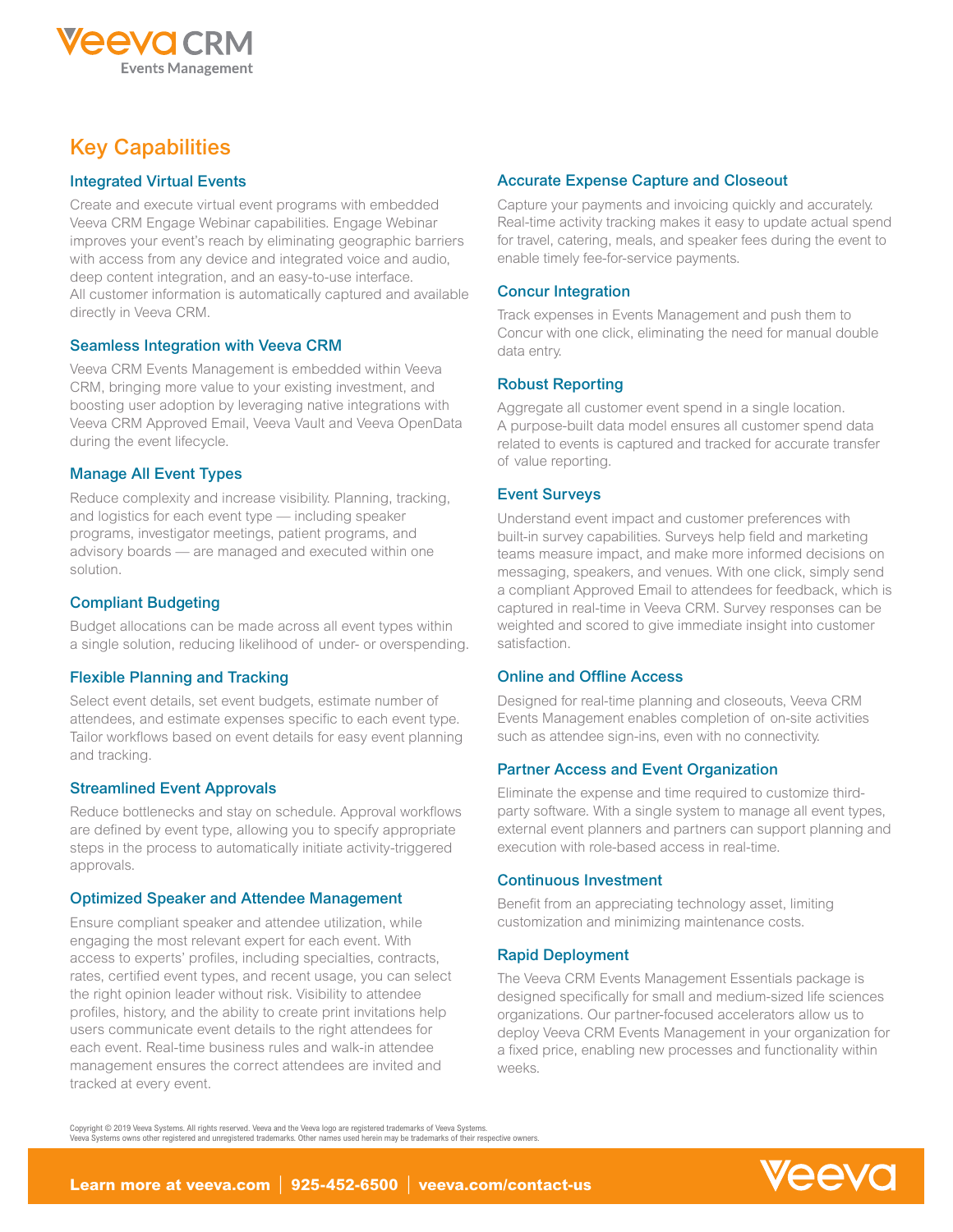Veeva CRM
Events Management

## Key Capabilities

### Integrated Virtual Events

Create and execute virtual event programs with embedded Veeva CRM Engage Webinar capabilities. Engage Webinar improves your event's reach by eliminating geographic barriers with access from any device and integrated voice and audio, deep content integration, and an easy-to-use interface. All customer information is automatically captured and available directly in Veeva CRM.

### Seamless Integration with Veeva CRM

Veeva CRM Events Management is embedded within Veeva CRM, bringing more value to your existing investment, and boosting user adoption by leveraging native integrations with Veeva CRM Approved Email, Veeva Vault and Veeva OpenData during the event lifecycle.

### Manage All Event Types

Reduce complexity and increase visibility. Planning, tracking, and logistics for each event type — including speaker programs, investigator meetings, patient programs, and advisory boards — are managed and executed within one solution.

### Compliant Budgeting

Budget allocations can be made across all event types within a single solution, reducing likelihood of under- or overspending.

### Flexible Planning and Tracking

Select event details, set event budgets, estimate number of attendees, and estimate expenses specific to each event type. Tailor workflows based on event details for easy event planning and tracking.

### Streamlined Event Approvals

Reduce bottlenecks and stay on schedule. Approval workflows are defined by event type, allowing you to specify appropriate steps in the process to automatically initiate activity-triggered approvals.

### Optimized Speaker and Attendee Management

Ensure compliant speaker and attendee utilization, while engaging the most relevant expert for each event. With access to experts' profiles, including specialties, contracts, rates, certified event types, and recent usage, you can select the right opinion leader without risk. Visibility to attendee profiles, history, and the ability to create print invitations help users communicate event details to the right attendees for each event. Real-time business rules and walk-in attendee management ensures the correct attendees are invited and tracked at every event.

### Accurate Expense Capture and Closeout

Capture your payments and invoicing quickly and accurately. Real-time activity tracking makes it easy to update actual spend for travel, catering, meals, and speaker fees during the event to enable timely fee-for-service payments.

### Concur Integration

Track expenses in Events Management and push them to Concur with one click, eliminating the need for manual double data entry.

### Robust Reporting

Aggregate all customer event spend in a single location. A purpose-built data model ensures all customer spend data related to events is captured and tracked for accurate transfer of value reporting.

### Event Surveys

Understand event impact and customer preferences with built-in survey capabilities. Surveys help field and marketing teams measure impact, and make more informed decisions on messaging, speakers, and venues. With one click, simply send a compliant Approved Email to attendees for feedback, which is captured in real-time in Veeva CRM. Survey responses can be weighted and scored to give immediate insight into customer satisfaction.

### Online and Offline Access

Designed for real-time planning and closeouts, Veeva CRM Events Management enables completion of on-site activities such as attendee sign-ins, even with no connectivity.

### Partner Access and Event Organization

Eliminate the expense and time required to customize third-party software. With a single system to manage all event types, external event planners and partners can support planning and execution with role-based access in real-time.

### Continuous Investment

Benefit from an appreciating technology asset, limiting customization and minimizing maintenance costs.

### Rapid Deployment

The Veeva CRM Events Management Essentials package is designed specifically for small and medium-sized life sciences organizations. Our partner-focused accelerators allow us to deploy Veeva CRM Events Management in your organization for a fixed price, enabling new processes and functionality within weeks.

Copyright © 2019 Veeva Systems. All rights reserved. Veeva and the Veeva logo are registered trademarks of Veeva Systems. Veeva Systems owns other registered and unregistered trademarks. Other names used herein may be trademarks of their respective owners.

**Learn more at veeva.com | 925-452-6500 | veeva.com/contact-us**

Veeva